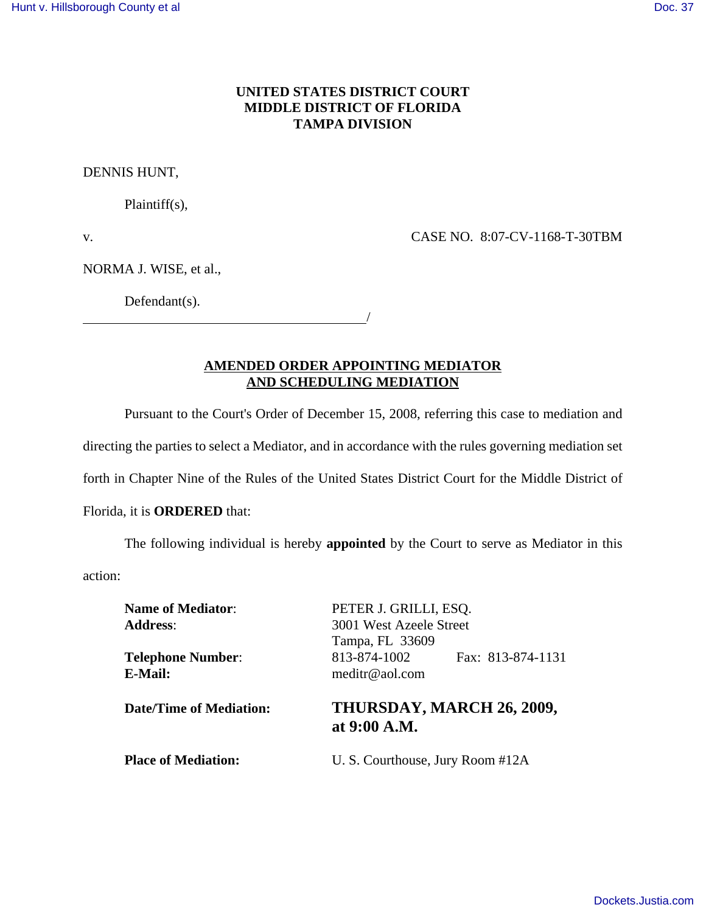**UNITED STATES DISTRICT COURT**
**MIDDLE DISTRICT OF FLORIDA**
**TAMPA DIVISION**

DENNIS HUNT,

Plaintiff(s),

v. CASE NO. 8:07-CV-1168-T-30TBM

NORMA J. WISE, et al.,

Defendant(s).

______________________________________/

## AMENDED ORDER APPOINTING MEDIATOR AND SCHEDULING MEDIATION

Pursuant to the Court's Order of December 15, 2008, referring this case to mediation and directing the parties to select a Mediator, and in accordance with the rules governing mediation set forth in Chapter Nine of the Rules of the United States District Court for the Middle District of Florida, it is **ORDERED** that:

The following individual is hereby **appointed** by the Court to serve as Mediator in this action:

**Name of Mediator**: PETER J. GRILLI, ESQ.
**Address**: 3001 West Azeele Street
Tampa, FL 33609
**Telephone Number**: 813-874-1002 Fax: 813-874-1131
**E-Mail:** meditr@aol.com

**Date/Time of Mediation:** **THURSDAY, MARCH 26, 2009, at 9:00 A.M.**

**Place of Mediation:** U. S. Courthouse, Jury Room #12A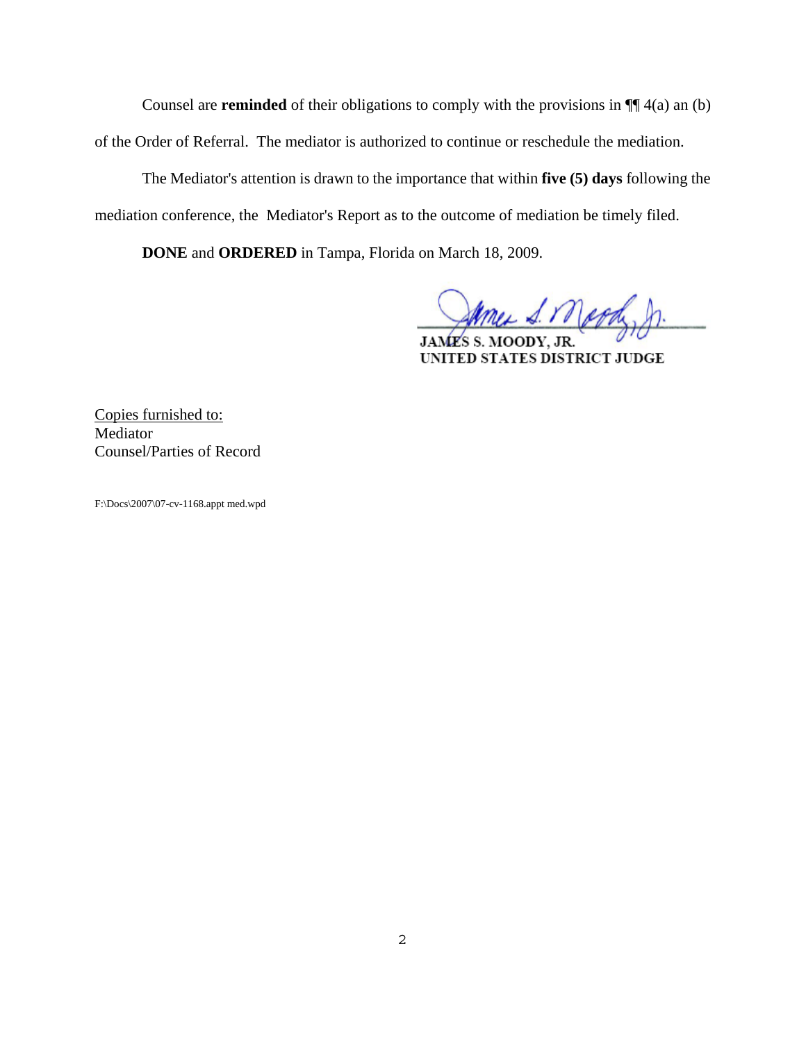Counsel are **reminded** of their obligations to comply with the provisions in ¶¶ 4(a) an (b) of the Order of Referral. The mediator is authorized to continue or reschedule the mediation.

The Mediator's attention is drawn to the importance that within **five (5) days** following the mediation conference, the Mediator's Report as to the outcome of mediation be timely filed.

**DONE** and **ORDERED** in Tampa, Florida on March 18, 2009.

JAMES S. MOODY, JR.
UNITED STATES DISTRICT JUDGE

Copies furnished to:
Mediator
Counsel/Parties of Record

F:\Docs\2007\07-cv-1168.appt med.wpd